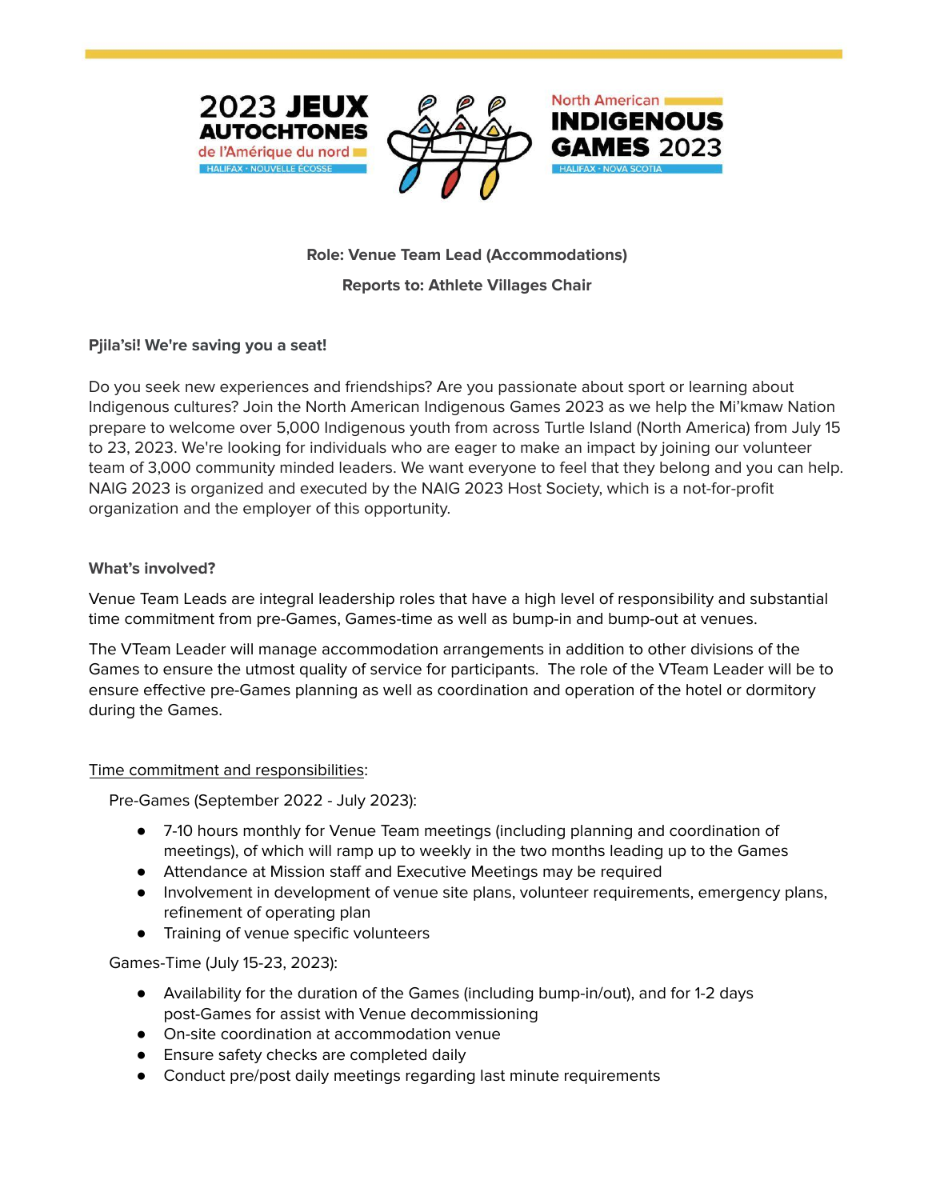2023 JEUX AUTOCHTONES de l'Amérique du nord — HALIFAX · NOUVELLE ÉCOSSE

North American INDIGENOUS GAMES 2023 — HALIFAX · NOVA SCOTIA

**Role: Venue Team Lead (Accommodations)**

**Reports to: Athlete Villages Chair**

**Pjila'si! We're saving you a seat!**

Do you seek new experiences and friendships? Are you passionate about sport or learning about Indigenous cultures? Join the North American Indigenous Games 2023 as we help the Mi'kmaw Nation prepare to welcome over 5,000 Indigenous youth from across Turtle Island (North America) from July 15 to 23, 2023. We're looking for individuals who are eager to make an impact by joining our volunteer team of 3,000 community minded leaders. We want everyone to feel that they belong and you can help. NAIG 2023 is organized and executed by the NAIG 2023 Host Society, which is a not-for-profit organization and the employer of this opportunity.

**What's involved?**

Venue Team Leads are integral leadership roles that have a high level of responsibility and substantial time commitment from pre-Games, Games-time as well as bump-in and bump-out at venues.

The VTeam Leader will manage accommodation arrangements in addition to other divisions of the Games to ensure the utmost quality of service for participants. The role of the VTeam Leader will be to ensure effective pre-Games planning as well as coordination and operation of the hotel or dormitory during the Games.

Time commitment and responsibilities:

Pre-Games (September 2022 - July 2023):

- 7-10 hours monthly for Venue Team meetings (including planning and coordination of meetings), of which will ramp up to weekly in the two months leading up to the Games
- Attendance at Mission staff and Executive Meetings may be required
- Involvement in development of venue site plans, volunteer requirements, emergency plans, refinement of operating plan
- Training of venue specific volunteers

Games-Time (July 15-23, 2023):

- Availability for the duration of the Games (including bump-in/out), and for 1-2 days post-Games for assist with Venue decommissioning
- On-site coordination at accommodation venue
- Ensure safety checks are completed daily
- Conduct pre/post daily meetings regarding last minute requirements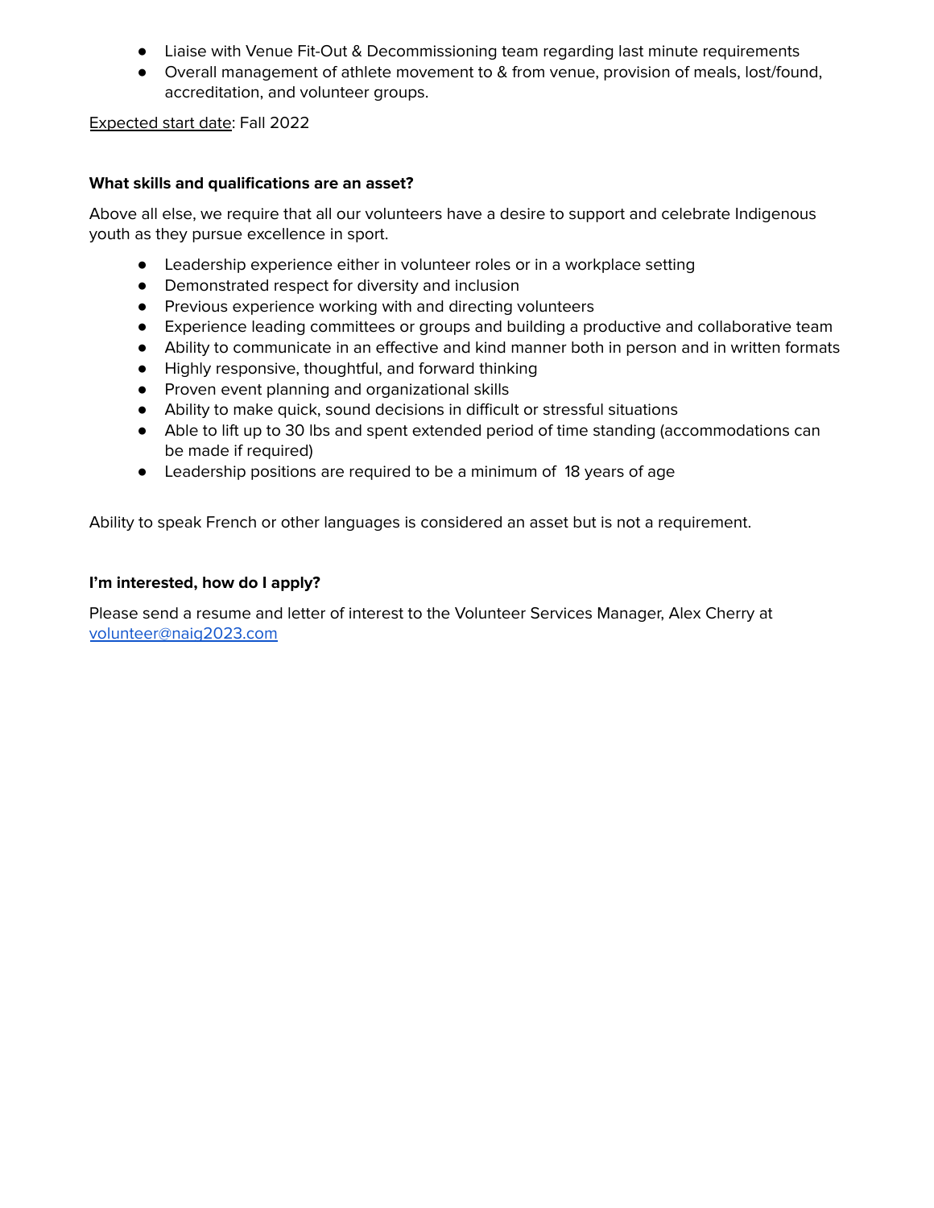- Liaise with Venue Fit-Out & Decommissioning team regarding last minute requirements
- Overall management of athlete movement to & from venue, provision of meals, lost/found, accreditation, and volunteer groups.

Expected start date: Fall 2022

**What skills and qualifications are an asset?**

Above all else, we require that all our volunteers have a desire to support and celebrate Indigenous youth as they pursue excellence in sport.

- Leadership experience either in volunteer roles or in a workplace setting
- Demonstrated respect for diversity and inclusion
- Previous experience working with and directing volunteers
- Experience leading committees or groups and building a productive and collaborative team
- Ability to communicate in an effective and kind manner both in person and in written formats
- Highly responsive, thoughtful, and forward thinking
- Proven event planning and organizational skills
- Ability to make quick, sound decisions in difficult or stressful situations
- Able to lift up to 30 lbs and spent extended period of time standing (accommodations can be made if required)
- Leadership positions are required to be a minimum of 18 years of age

Ability to speak French or other languages is considered an asset but is not a requirement.

**I'm interested, how do I apply?**

Please send a resume and letter of interest to the Volunteer Services Manager, Alex Cherry at volunteer@naig2023.com